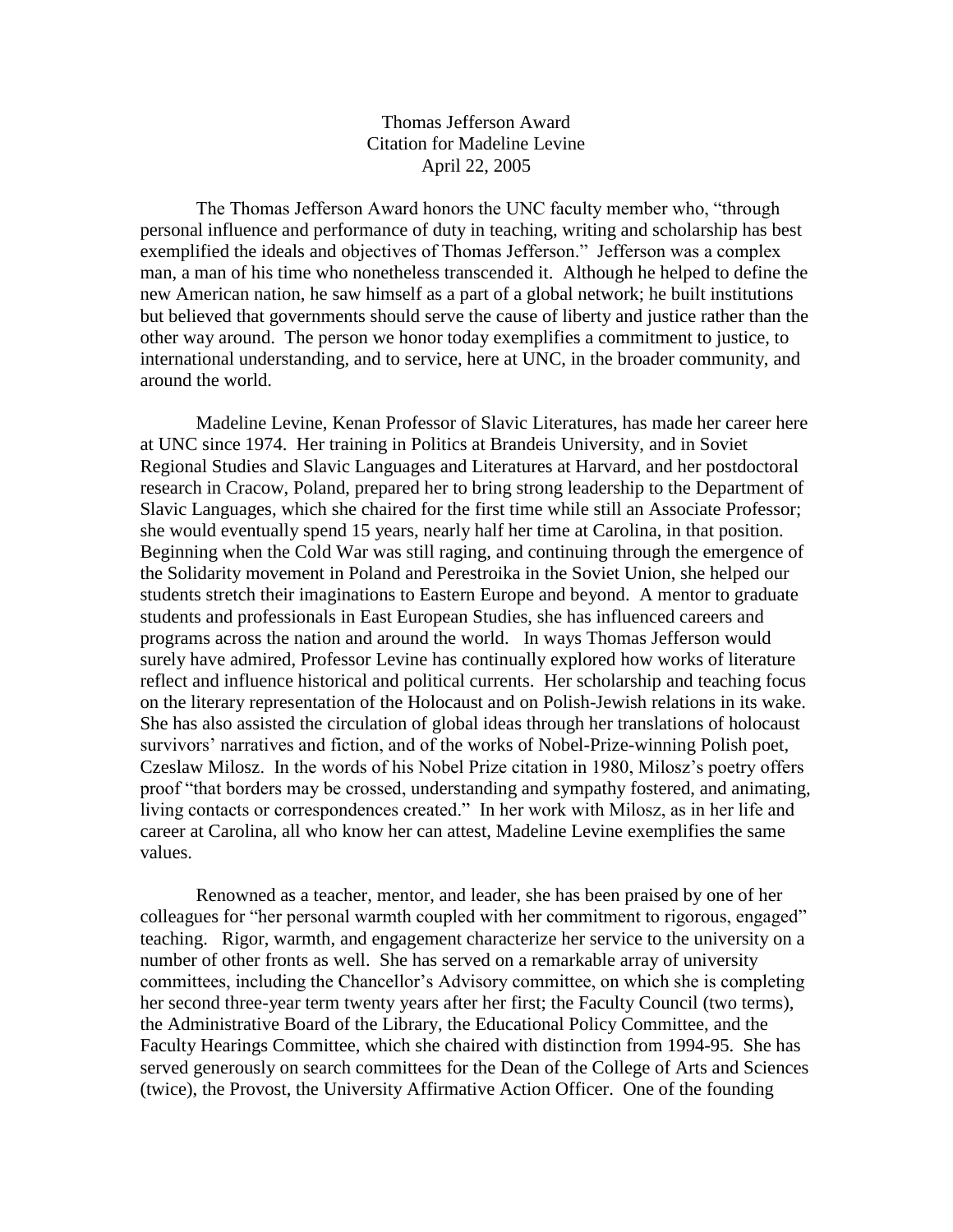Thomas Jefferson Award
Citation for Madeline Levine
April 22, 2005

The Thomas Jefferson Award honors the UNC faculty member who, "through personal influence and performance of duty in teaching, writing and scholarship has best exemplified the ideals and objectives of Thomas Jefferson." Jefferson was a complex man, a man of his time who nonetheless transcended it. Although he helped to define the new American nation, he saw himself as a part of a global network; he built institutions but believed that governments should serve the cause of liberty and justice rather than the other way around. The person we honor today exemplifies a commitment to justice, to international understanding, and to service, here at UNC, in the broader community, and around the world.

Madeline Levine, Kenan Professor of Slavic Literatures, has made her career here at UNC since 1974. Her training in Politics at Brandeis University, and in Soviet Regional Studies and Slavic Languages and Literatures at Harvard, and her postdoctoral research in Cracow, Poland, prepared her to bring strong leadership to the Department of Slavic Languages, which she chaired for the first time while still an Associate Professor; she would eventually spend 15 years, nearly half her time at Carolina, in that position. Beginning when the Cold War was still raging, and continuing through the emergence of the Solidarity movement in Poland and Perestroika in the Soviet Union, she helped our students stretch their imaginations to Eastern Europe and beyond. A mentor to graduate students and professionals in East European Studies, she has influenced careers and programs across the nation and around the world. In ways Thomas Jefferson would surely have admired, Professor Levine has continually explored how works of literature reflect and influence historical and political currents. Her scholarship and teaching focus on the literary representation of the Holocaust and on Polish-Jewish relations in its wake. She has also assisted the circulation of global ideas through her translations of holocaust survivors' narratives and fiction, and of the works of Nobel-Prize-winning Polish poet, Czeslaw Milosz. In the words of his Nobel Prize citation in 1980, Milosz's poetry offers proof "that borders may be crossed, understanding and sympathy fostered, and animating, living contacts or correspondences created." In her work with Milosz, as in her life and career at Carolina, all who know her can attest, Madeline Levine exemplifies the same values.

Renowned as a teacher, mentor, and leader, she has been praised by one of her colleagues for "her personal warmth coupled with her commitment to rigorous, engaged" teaching. Rigor, warmth, and engagement characterize her service to the university on a number of other fronts as well. She has served on a remarkable array of university committees, including the Chancellor's Advisory committee, on which she is completing her second three-year term twenty years after her first; the Faculty Council (two terms), the Administrative Board of the Library, the Educational Policy Committee, and the Faculty Hearings Committee, which she chaired with distinction from 1994-95. She has served generously on search committees for the Dean of the College of Arts and Sciences (twice), the Provost, the University Affirmative Action Officer. One of the founding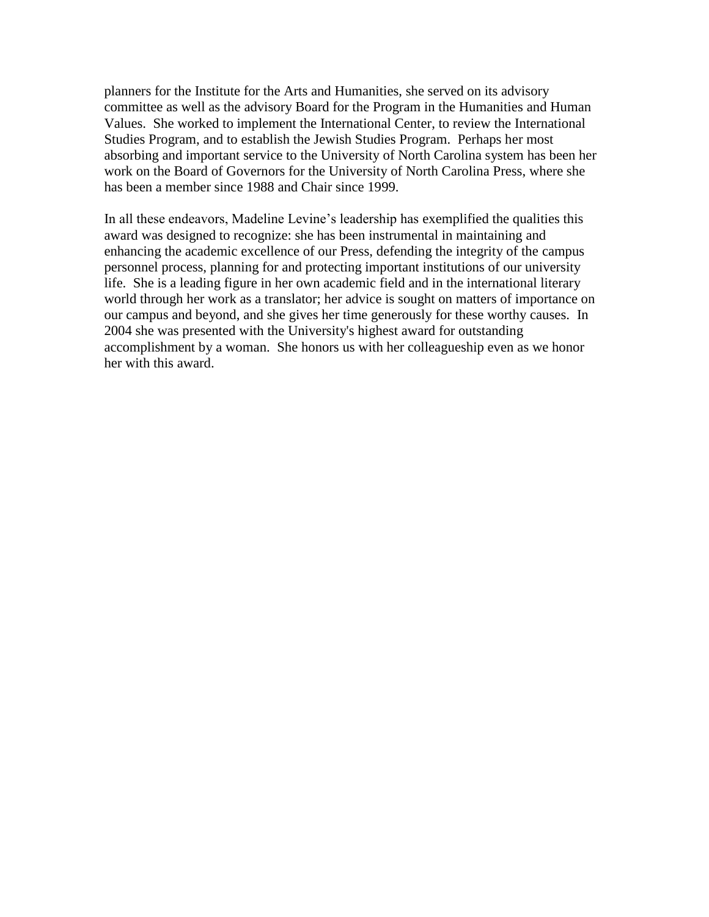planners for the Institute for the Arts and Humanities, she served on its advisory committee as well as the advisory Board for the Program in the Humanities and Human Values. She worked to implement the International Center, to review the International Studies Program, and to establish the Jewish Studies Program. Perhaps her most absorbing and important service to the University of North Carolina system has been her work on the Board of Governors for the University of North Carolina Press, where she has been a member since 1988 and Chair since 1999.

In all these endeavors, Madeline Levine's leadership has exemplified the qualities this award was designed to recognize: she has been instrumental in maintaining and enhancing the academic excellence of our Press, defending the integrity of the campus personnel process, planning for and protecting important institutions of our university life. She is a leading figure in her own academic field and in the international literary world through her work as a translator; her advice is sought on matters of importance on our campus and beyond, and she gives her time generously for these worthy causes. In 2004 she was presented with the University's highest award for outstanding accomplishment by a woman. She honors us with her colleagueship even as we honor her with this award.